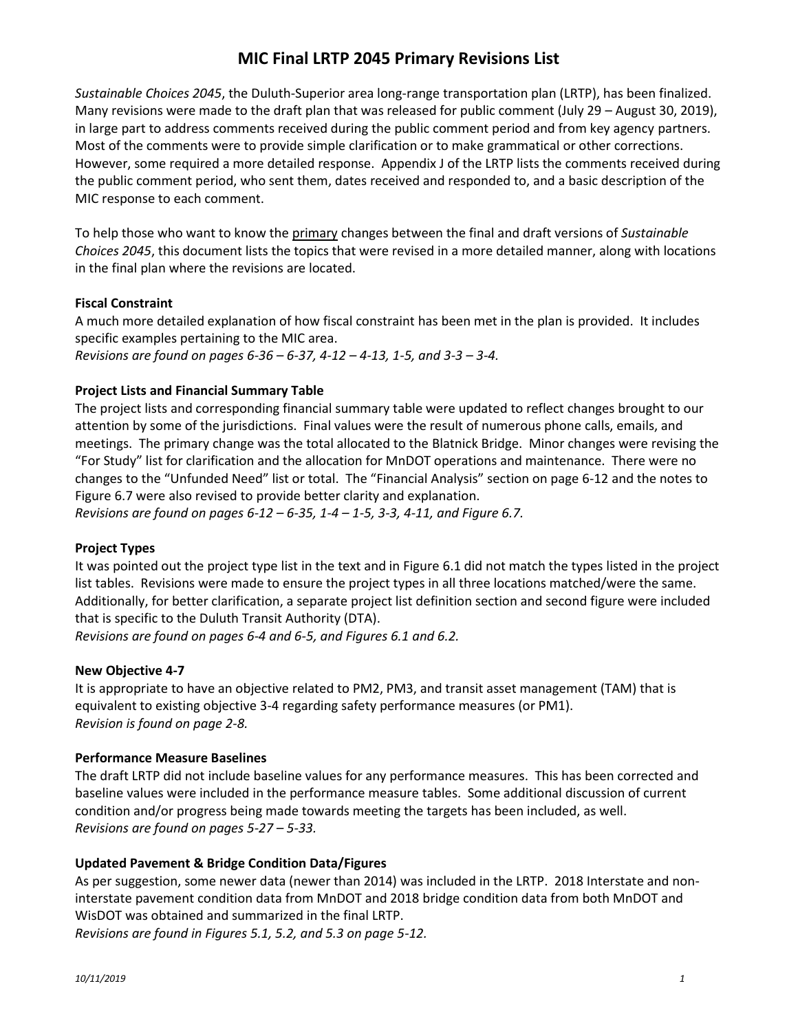# MIC Final LRTP 2045 Primary Revisions List

*Sustainable Choices 2045*, the Duluth-Superior area long-range transportation plan (LRTP), has been finalized. Many revisions were made to the draft plan that was released for public comment (July 29 – August 30, 2019), in large part to address comments received during the public comment period and from key agency partners. Most of the comments were to provide simple clarification or to make grammatical or other corrections. However, some required a more detailed response. Appendix J of the LRTP lists the comments received during the public comment period, who sent them, dates received and responded to, and a basic description of the MIC response to each comment.

To help those who want to know the primary changes between the final and draft versions of *Sustainable Choices 2045*, this document lists the topics that were revised in a more detailed manner, along with locations in the final plan where the revisions are located.

**Fiscal Constraint**

A much more detailed explanation of how fiscal constraint has been met in the plan is provided. It includes specific examples pertaining to the MIC area.
*Revisions are found on pages 6-36 – 6-37, 4-12 – 4-13, 1-5, and 3-3 – 3-4.*

**Project Lists and Financial Summary Table**

The project lists and corresponding financial summary table were updated to reflect changes brought to our attention by some of the jurisdictions. Final values were the result of numerous phone calls, emails, and meetings. The primary change was the total allocated to the Blatnick Bridge. Minor changes were revising the "For Study" list for clarification and the allocation for MnDOT operations and maintenance. There were no changes to the "Unfunded Need" list or total. The "Financial Analysis" section on page 6-12 and the notes to Figure 6.7 were also revised to provide better clarity and explanation.
*Revisions are found on pages 6-12 – 6-35, 1-4 – 1-5, 3-3, 4-11, and Figure 6.7.*

**Project Types**

It was pointed out the project type list in the text and in Figure 6.1 did not match the types listed in the project list tables. Revisions were made to ensure the project types in all three locations matched/were the same. Additionally, for better clarification, a separate project list definition section and second figure were included that is specific to the Duluth Transit Authority (DTA).
*Revisions are found on pages 6-4 and 6-5, and Figures 6.1 and 6.2.*

**New Objective 4-7**

It is appropriate to have an objective related to PM2, PM3, and transit asset management (TAM) that is equivalent to existing objective 3-4 regarding safety performance measures (or PM1).
*Revision is found on page 2-8.*

**Performance Measure Baselines**

The draft LRTP did not include baseline values for any performance measures. This has been corrected and baseline values were included in the performance measure tables. Some additional discussion of current condition and/or progress being made towards meeting the targets has been included, as well.
*Revisions are found on pages 5-27 – 5-33.*

**Updated Pavement & Bridge Condition Data/Figures**

As per suggestion, some newer data (newer than 2014) was included in the LRTP. 2018 Interstate and non-interstate pavement condition data from MnDOT and 2018 bridge condition data from both MnDOT and WisDOT was obtained and summarized in the final LRTP.
*Revisions are found in Figures 5.1, 5.2, and 5.3 on page 5-12.*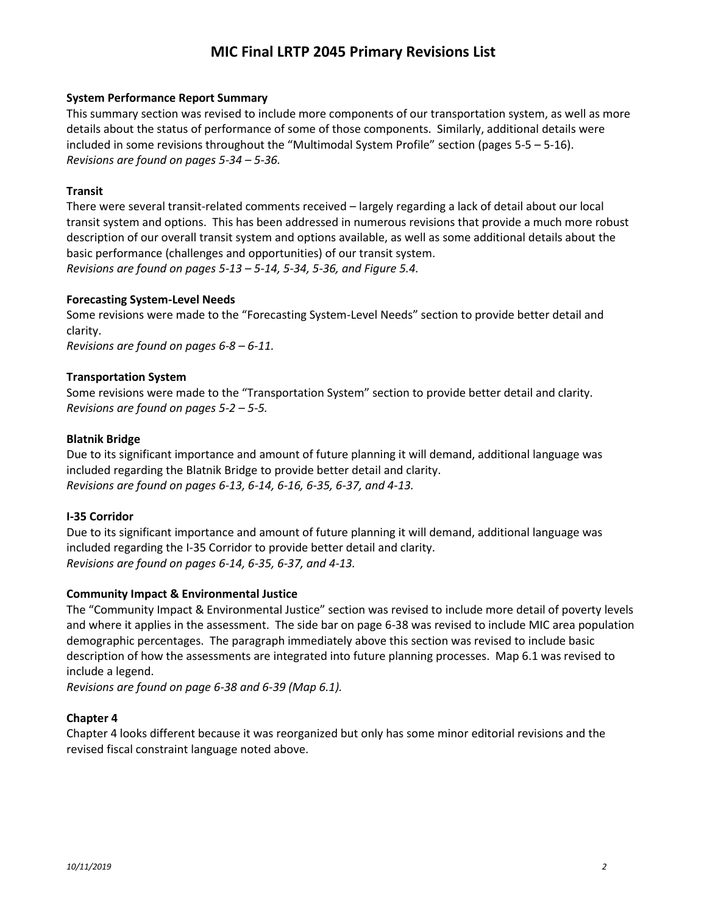# MIC Final LRTP 2045 Primary Revisions List

**System Performance Report Summary**

This summary section was revised to include more components of our transportation system, as well as more details about the status of performance of some of those components. Similarly, additional details were included in some revisions throughout the "Multimodal System Profile" section (pages 5-5 – 5-16).
*Revisions are found on pages 5-34 – 5-36.*

**Transit**

There were several transit-related comments received – largely regarding a lack of detail about our local transit system and options. This has been addressed in numerous revisions that provide a much more robust description of our overall transit system and options available, as well as some additional details about the basic performance (challenges and opportunities) of our transit system.
*Revisions are found on pages 5-13 – 5-14, 5-34, 5-36, and Figure 5.4.*

**Forecasting System-Level Needs**

Some revisions were made to the "Forecasting System-Level Needs" section to provide better detail and clarity.
*Revisions are found on pages 6-8 – 6-11.*

**Transportation System**

Some revisions were made to the "Transportation System" section to provide better detail and clarity.
*Revisions are found on pages 5-2 – 5-5.*

**Blatnik Bridge**

Due to its significant importance and amount of future planning it will demand, additional language was included regarding the Blatnik Bridge to provide better detail and clarity.
*Revisions are found on pages 6-13, 6-14, 6-16, 6-35, 6-37, and 4-13.*

**I-35 Corridor**

Due to its significant importance and amount of future planning it will demand, additional language was included regarding the I-35 Corridor to provide better detail and clarity.
*Revisions are found on pages 6-14, 6-35, 6-37, and 4-13.*

**Community Impact & Environmental Justice**

The "Community Impact & Environmental Justice" section was revised to include more detail of poverty levels and where it applies in the assessment. The side bar on page 6-38 was revised to include MIC area population demographic percentages. The paragraph immediately above this section was revised to include basic description of how the assessments are integrated into future planning processes. Map 6.1 was revised to include a legend.
*Revisions are found on page 6-38 and 6-39 (Map 6.1).*

**Chapter 4**

Chapter 4 looks different because it was reorganized but only has some minor editorial revisions and the revised fiscal constraint language noted above.